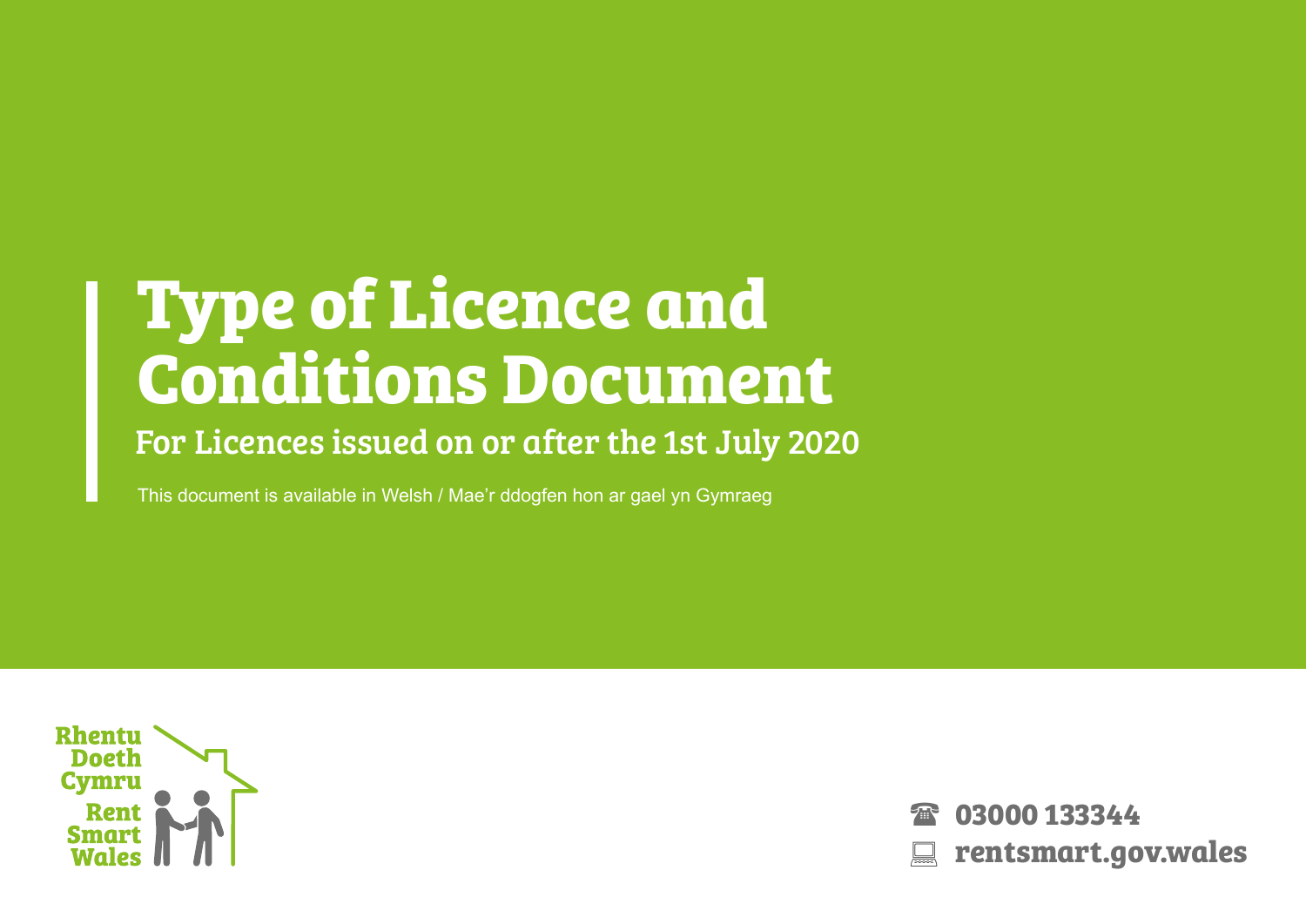# Type of Licence and Conditions Document

## For Licences issued on or after the 1st July 2020

This document is available in Welsh / Mae'r ddogfen hon ar gael yn Gymraeg

Rhentu Doeth Cymru
Rent Smart Wales

☎ 03000 133344
rentsmart.gov.wales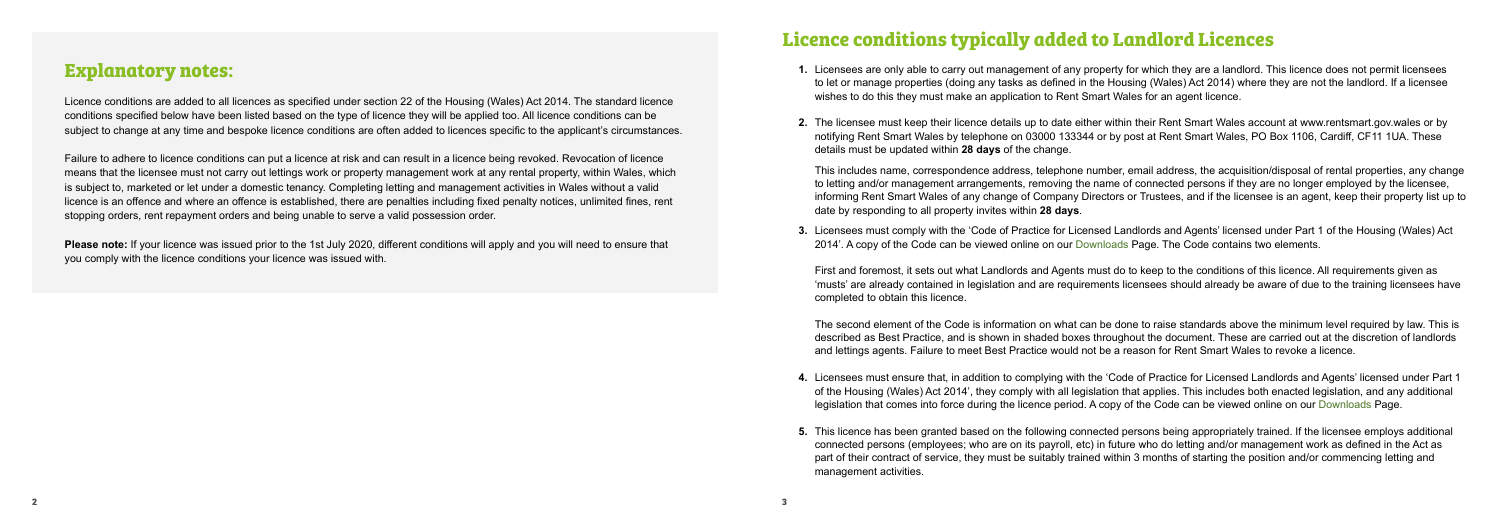## Explanatory notes:

Licence conditions are added to all licences as specified under section 22 of the Housing (Wales) Act 2014. The standard licence conditions specified below have been listed based on the type of licence they will be applied too. All licence conditions can be subject to change at any time and bespoke licence conditions are often added to licences specific to the applicant's circumstances.

Failure to adhere to licence conditions can put a licence at risk and can result in a licence being revoked. Revocation of licence means that the licensee must not carry out lettings work or property management work at any rental property, within Wales, which is subject to, marketed or let under a domestic tenancy. Completing letting and management activities in Wales without a valid licence is an offence and where an offence is established, there are penalties including fixed penalty notices, unlimited fines, rent stopping orders, rent repayment orders and being unable to serve a valid possession order.

**Please note:** If your licence was issued prior to the 1st July 2020, different conditions will apply and you will need to ensure that you comply with the licence conditions your licence was issued with.

## Licence conditions typically added to Landlord Licences

1. Licensees are only able to carry out management of any property for which they are a landlord. This licence does not permit licensees to let or manage properties (doing any tasks as defined in the Housing (Wales) Act 2014) where they are not the landlord. If a licensee wishes to do this they must make an application to Rent Smart Wales for an agent licence.

2. The licensee must keep their licence details up to date either within their Rent Smart Wales account at www.rentsmart.gov.wales or by notifying Rent Smart Wales by telephone on 03000 133344 or by post at Rent Smart Wales, PO Box 1106, Cardiff, CF11 1UA. These details must be updated within **28 days** of the change.

   This includes name, correspondence address, telephone number, email address, the acquisition/disposal of rental properties, any change to letting and/or management arrangements, removing the name of connected persons if they are no longer employed by the licensee, informing Rent Smart Wales of any change of Company Directors or Trustees, and if the licensee is an agent, keep their property list up to date by responding to all property invites within **28 days**.

3. Licensees must comply with the 'Code of Practice for Licensed Landlords and Agents' licensed under Part 1 of the Housing (Wales) Act 2014'. A copy of the Code can be viewed online on our Downloads Page. The Code contains two elements.

   First and foremost, it sets out what Landlords and Agents must do to keep to the conditions of this licence. All requirements given as 'musts' are already contained in legislation and are requirements licensees should already be aware of due to the training licensees have completed to obtain this licence.

   The second element of the Code is information on what can be done to raise standards above the minimum level required by law. This is described as Best Practice, and is shown in shaded boxes throughout the document. These are carried out at the discretion of landlords and lettings agents. Failure to meet Best Practice would not be a reason for Rent Smart Wales to revoke a licence.

4. Licensees must ensure that, in addition to complying with the 'Code of Practice for Licensed Landlords and Agents' licensed under Part 1 of the Housing (Wales) Act 2014', they comply with all legislation that applies. This includes both enacted legislation, and any additional legislation that comes into force during the licence period. A copy of the Code can be viewed online on our Downloads Page.

5. This licence has been granted based on the following connected persons being appropriately trained. If the licensee employs additional connected persons (employees; who are on its payroll, etc) in future who do letting and/or management work as defined in the Act as part of their contract of service, they must be suitably trained within 3 months of starting the position and/or commencing letting and management activities.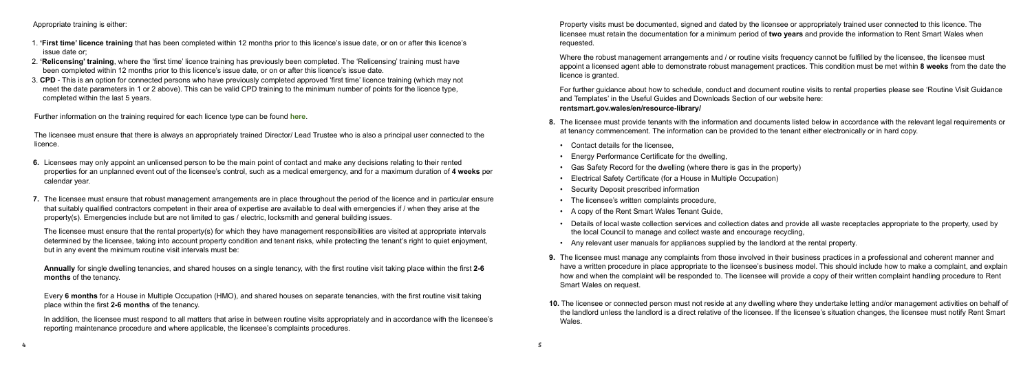Appropriate training is either:

1. **'First time' licence training** that has been completed within 12 months prior to this licence's issue date, or on or after this licence's issue date or;
2. **'Relicensing' training**, where the 'first time' licence training has previously been completed. The 'Relicensing' training must have been completed within 12 months prior to this licence's issue date, or on or after this licence's issue date.
3. **CPD** - This is an option for connected persons who have previously completed approved 'first time' licence training (which may not meet the date parameters in 1 or 2 above). This can be valid CPD training to the minimum number of points for the licence type, completed within the last 5 years.

Further information on the training required for each licence type can be found **here**.

The licensee must ensure that there is always an appropriately trained Director/ Lead Trustee who is also a principal user connected to the licence.

6. Licensees may only appoint an unlicensed person to be the main point of contact and make any decisions relating to their rented properties for an unplanned event out of the licensee's control, such as a medical emergency, and for a maximum duration of **4 weeks** per calendar year.

7. The licensee must ensure that robust management arrangements are in place throughout the period of the licence and in particular ensure that suitably qualified contractors competent in their area of expertise are available to deal with emergencies if / when they arise at the property(s). Emergencies include but are not limited to gas / electric, locksmith and general building issues.

   The licensee must ensure that the rental property(s) for which they have management responsibilities are visited at appropriate intervals determined by the licensee, taking into account property condition and tenant risks, while protecting the tenant's right to quiet enjoyment, but in any event the minimum routine visit intervals must be:

   **Annually** for single dwelling tenancies, and shared houses on a single tenancy, with the first routine visit taking place within the first **2-6 months** of the tenancy.

   Every **6 months** for a House in Multiple Occupation (HMO), and shared houses on separate tenancies, with the first routine visit taking place within the first **2-6 months** of the tenancy.

   In addition, the licensee must respond to all matters that arise in between routine visits appropriately and in accordance with the licensee's reporting maintenance procedure and where applicable, the licensee's complaints procedures.

   Property visits must be documented, signed and dated by the licensee or appropriately trained user connected to this licence. The licensee must retain the documentation for a minimum period of **two years** and provide the information to Rent Smart Wales when requested.

   Where the robust management arrangements and / or routine visits frequency cannot be fulfilled by the licensee, the licensee must appoint a licensed agent able to demonstrate robust management practices. This condition must be met within **8 weeks** from the date the licence is granted.

   For further guidance about how to schedule, conduct and document routine visits to rental properties please see 'Routine Visit Guidance and Templates' in the Useful Guides and Downloads Section of our website here:
   **rentsmart.gov.wales/en/resource-library/**

8. The licensee must provide tenants with the information and documents listed below in accordance with the relevant legal requirements or at tenancy commencement. The information can be provided to the tenant either electronically or in hard copy.

   - Contact details for the licensee,
   - Energy Performance Certificate for the dwelling,
   - Gas Safety Record for the dwelling (where there is gas in the property)
   - Electrical Safety Certificate (for a House in Multiple Occupation)
   - Security Deposit prescribed information
   - The licensee's written complaints procedure,
   - A copy of the Rent Smart Wales Tenant Guide,
   - Details of local waste collection services and collection dates and provide all waste receptacles appropriate to the property, used by the local Council to manage and collect waste and encourage recycling,
   - Any relevant user manuals for appliances supplied by the landlord at the rental property.

9. The licensee must manage any complaints from those involved in their business practices in a professional and coherent manner and have a written procedure in place appropriate to the licensee's business model. This should include how to make a complaint, and explain how and when the complaint will be responded to. The licensee will provide a copy of their written complaint handling procedure to Rent Smart Wales on request.

10. The licensee or connected person must not reside at any dwelling where they undertake letting and/or management activities on behalf of the landlord unless the landlord is a direct relative of the licensee. If the licensee's situation changes, the licensee must notify Rent Smart Wales.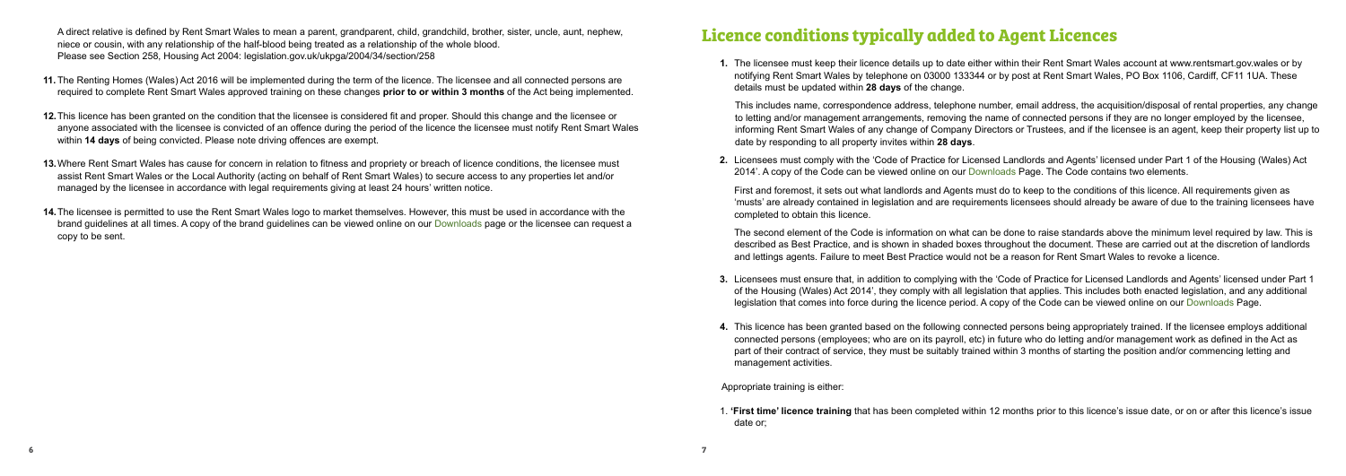A direct relative is defined by Rent Smart Wales to mean a parent, grandparent, child, grandchild, brother, sister, uncle, aunt, nephew, niece or cousin, with any relationship of the half-blood being treated as a relationship of the whole blood. Please see Section 258, Housing Act 2004: legislation.gov.uk/ukpga/2004/34/section/258

11. The Renting Homes (Wales) Act 2016 will be implemented during the term of the licence. The licensee and all connected persons are required to complete Rent Smart Wales approved training on these changes **prior to or within 3 months** of the Act being implemented.

12. This licence has been granted on the condition that the licensee is considered fit and proper. Should this change and the licensee or anyone associated with the licensee is convicted of an offence during the period of the licence the licensee must notify Rent Smart Wales within **14 days** of being convicted. Please note driving offences are exempt.

13. Where Rent Smart Wales has cause for concern in relation to fitness and propriety or breach of licence conditions, the licensee must assist Rent Smart Wales or the Local Authority (acting on behalf of Rent Smart Wales) to secure access to any properties let and/or managed by the licensee in accordance with legal requirements giving at least 24 hours' written notice.

14. The licensee is permitted to use the Rent Smart Wales logo to market themselves. However, this must be used in accordance with the brand guidelines at all times. A copy of the brand guidelines can be viewed online on our Downloads page or the licensee can request a copy to be sent.

# Licence conditions typically added to Agent Licences

1. The licensee must keep their licence details up to date either within their Rent Smart Wales account at www.rentsmart.gov.wales or by notifying Rent Smart Wales by telephone on 03000 133344 or by post at Rent Smart Wales, PO Box 1106, Cardiff, CF11 1UA. These details must be updated within **28 days** of the change.

   This includes name, correspondence address, telephone number, email address, the acquisition/disposal of rental properties, any change to letting and/or management arrangements, removing the name of connected persons if they are no longer employed by the licensee, informing Rent Smart Wales of any change of Company Directors or Trustees, and if the licensee is an agent, keep their property list up to date by responding to all property invites within **28 days**.

2. Licensees must comply with the 'Code of Practice for Licensed Landlords and Agents' licensed under Part 1 of the Housing (Wales) Act 2014'. A copy of the Code can be viewed online on our Downloads Page. The Code contains two elements.

   First and foremost, it sets out what landlords and Agents must do to keep to the conditions of this licence. All requirements given as 'musts' are already contained in legislation and are requirements licensees should already be aware of due to the training licensees have completed to obtain this licence.

   The second element of the Code is information on what can be done to raise standards above the minimum level required by law. This is described as Best Practice, and is shown in shaded boxes throughout the document. These are carried out at the discretion of landlords and lettings agents. Failure to meet Best Practice would not be a reason for Rent Smart Wales to revoke a licence.

3. Licensees must ensure that, in addition to complying with the 'Code of Practice for Licensed Landlords and Agents' licensed under Part 1 of the Housing (Wales) Act 2014', they comply with all legislation that applies. This includes both enacted legislation, and any additional legislation that comes into force during the licence period. A copy of the Code can be viewed online on our Downloads Page.

4. This licence has been granted based on the following connected persons being appropriately trained. If the licensee employs additional connected persons (employees; who are on its payroll, etc) in future who do letting and/or management work as defined in the Act as part of their contract of service, they must be suitably trained within 3 months of starting the position and/or commencing letting and management activities.

Appropriate training is either:

1. **'First time' licence training** that has been completed within 12 months prior to this licence's issue date, or on or after this licence's issue date or;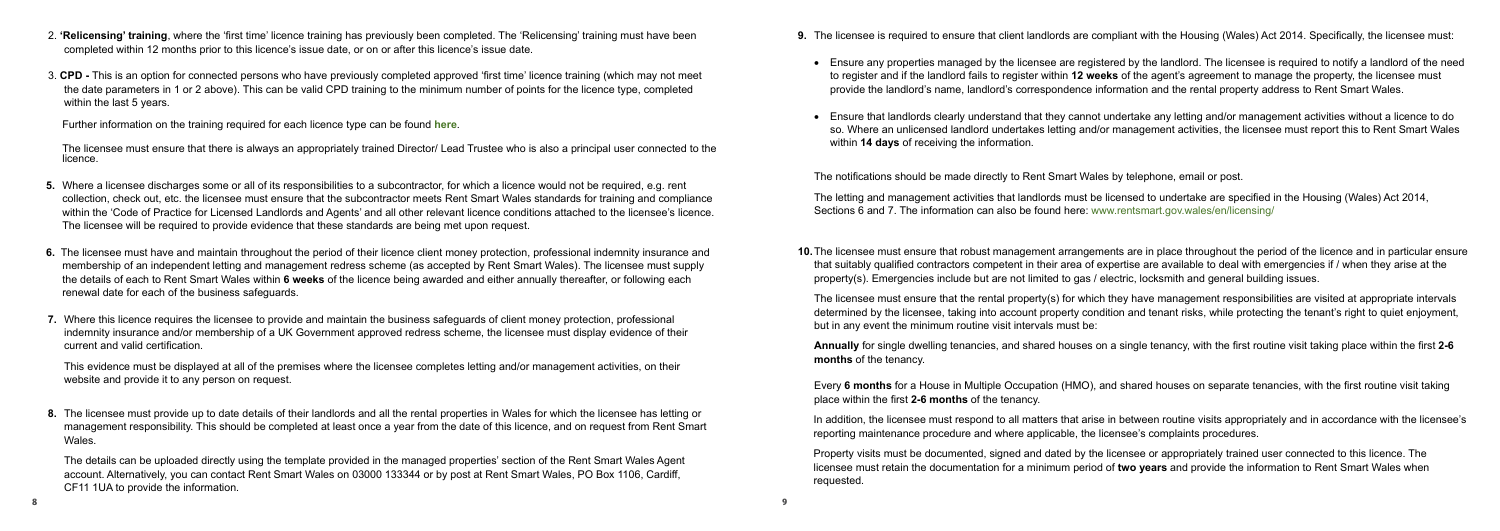2. **'Relicensing' training**, where the 'first time' licence training has previously been completed. The 'Relicensing' training must have been completed within 12 months prior to this licence's issue date, or on or after this licence's issue date.

3. **CPD -** This is an option for connected persons who have previously completed approved 'first time' licence training (which may not meet the date parameters in 1 or 2 above). This can be valid CPD training to the minimum number of points for the licence type, completed within the last 5 years.

Further information on the training required for each licence type can be found **here**.

The licensee must ensure that there is always an appropriately trained Director/ Lead Trustee who is also a principal user connected to the licence.

5. Where a licensee discharges some or all of its responsibilities to a subcontractor, for which a licence would not be required, e.g. rent collection, check out, etc. the licensee must ensure that the subcontractor meets Rent Smart Wales standards for training and compliance within the 'Code of Practice for Licensed Landlords and Agents' and all other relevant licence conditions attached to the licensee's licence. The licensee will be required to provide evidence that these standards are being met upon request.

6. The licensee must have and maintain throughout the period of their licence client money protection, professional indemnity insurance and membership of an independent letting and management redress scheme (as accepted by Rent Smart Wales). The licensee must supply the details of each to Rent Smart Wales within **6 weeks** of the licence being awarded and either annually thereafter, or following each renewal date for each of the business safeguards.

7. Where this licence requires the licensee to provide and maintain the business safeguards of client money protection, professional indemnity insurance and/or membership of a UK Government approved redress scheme, the licensee must display evidence of their current and valid certification.

   This evidence must be displayed at all of the premises where the licensee completes letting and/or management activities, on their website and provide it to any person on request.

8. The licensee must provide up to date details of their landlords and all the rental properties in Wales for which the licensee has letting or management responsibility. This should be completed at least once a year from the date of this licence, and on request from Rent Smart Wales.

   The details can be uploaded directly using the template provided in the managed properties' section of the Rent Smart Wales Agent account. Alternatively, you can contact Rent Smart Wales on 03000 133344 or by post at Rent Smart Wales, PO Box 1106, Cardiff, CF11 1UA to provide the information.

9. The licensee is required to ensure that client landlords are compliant with the Housing (Wales) Act 2014. Specifically, the licensee must:

   - Ensure any properties managed by the licensee are registered by the landlord. The licensee is required to notify a landlord of the need to register and if the landlord fails to register within **12 weeks** of the agent's agreement to manage the property, the licensee must provide the landlord's name, landlord's correspondence information and the rental property address to Rent Smart Wales.
   - Ensure that landlords clearly understand that they cannot undertake any letting and/or management activities without a licence to do so. Where an unlicensed landlord undertakes letting and/or management activities, the licensee must report this to Rent Smart Wales within **14 days** of receiving the information.

   The notifications should be made directly to Rent Smart Wales by telephone, email or post.

   The letting and management activities that landlords must be licensed to undertake are specified in the Housing (Wales) Act 2014, Sections 6 and 7. The information can also be found here: www.rentsmart.gov.wales/en/licensing/

10. The licensee must ensure that robust management arrangements are in place throughout the period of the licence and in particular ensure that suitably qualified contractors competent in their area of expertise are available to deal with emergencies if / when they arise at the property(s). Emergencies include but are not limited to gas / electric, locksmith and general building issues.

    The licensee must ensure that the rental property(s) for which they have management responsibilities are visited at appropriate intervals determined by the licensee, taking into account property condition and tenant risks, while protecting the tenant's right to quiet enjoyment, but in any event the minimum routine visit intervals must be:

    **Annually** for single dwelling tenancies, and shared houses on a single tenancy, with the first routine visit taking place within the first **2-6 months** of the tenancy.

    Every **6 months** for a House in Multiple Occupation (HMO), and shared houses on separate tenancies, with the first routine visit taking place within the first **2-6 months** of the tenancy.

    In addition, the licensee must respond to all matters that arise in between routine visits appropriately and in accordance with the licensee's reporting maintenance procedure and where applicable, the licensee's complaints procedures.

    Property visits must be documented, signed and dated by the licensee or appropriately trained user connected to this licence. The licensee must retain the documentation for a minimum period of **two years** and provide the information to Rent Smart Wales when requested.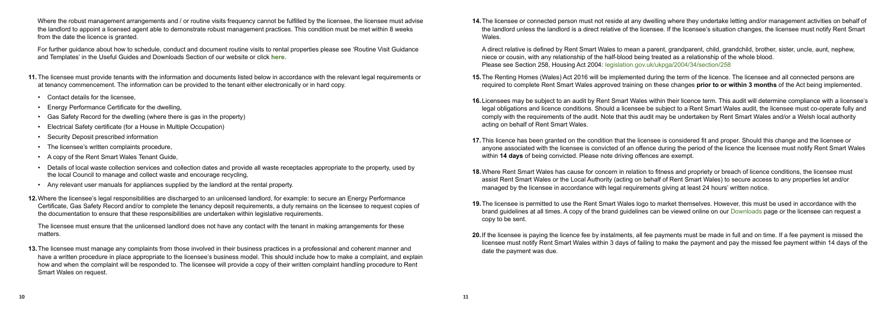Where the robust management arrangements and / or routine visits frequency cannot be fulfilled by the licensee, the licensee must advise the landlord to appoint a licensed agent able to demonstrate robust management practices. This condition must be met within 8 weeks from the date the licence is granted.

For further guidance about how to schedule, conduct and document routine visits to rental properties please see 'Routine Visit Guidance and Templates' in the Useful Guides and Downloads Section of our website or click **here.**

**11.** The licensee must provide tenants with the information and documents listed below in accordance with the relevant legal requirements or at tenancy commencement. The information can be provided to the tenant either electronically or in hard copy.

- Contact details for the licensee,
- Energy Performance Certificate for the dwelling,
- Gas Safety Record for the dwelling (where there is gas in the property)
- Electrical Safety certificate (for a House in Multiple Occupation)
- Security Deposit prescribed information
- The licensee's written complaints procedure,
- A copy of the Rent Smart Wales Tenant Guide,
- Details of local waste collection services and collection dates and provide all waste receptacles appropriate to the property, used by the local Council to manage and collect waste and encourage recycling,
- Any relevant user manuals for appliances supplied by the landlord at the rental property.

**12.** Where the licensee's legal responsibilities are discharged to an unlicensed landlord, for example: to secure an Energy Performance Certificate, Gas Safety Record and/or to complete the tenancy deposit requirements, a duty remains on the licensee to request copies of the documentation to ensure that these responsibilities are undertaken within legislative requirements.

The licensee must ensure that the unlicensed landlord does not have any contact with the tenant in making arrangements for these matters.

**13.** The licensee must manage any complaints from those involved in their business practices in a professional and coherent manner and have a written procedure in place appropriate to the licensee's business model. This should include how to make a complaint, and explain how and when the complaint will be responded to. The licensee will provide a copy of their written complaint handling procedure to Rent Smart Wales on request.

**14.** The licensee or connected person must not reside at any dwelling where they undertake letting and/or management activities on behalf of the landlord unless the landlord is a direct relative of the licensee. If the licensee's situation changes, the licensee must notify Rent Smart Wales.

A direct relative is defined by Rent Smart Wales to mean a parent, grandparent, child, grandchild, brother, sister, uncle, aunt, nephew, niece or cousin, with any relationship of the half-blood being treated as a relationship of the whole blood. Please see Section 258, Housing Act 2004: legislation.gov.uk/ukpga/2004/34/section/258

**15.** The Renting Homes (Wales) Act 2016 will be implemented during the term of the licence. The licensee and all connected persons are required to complete Rent Smart Wales approved training on these changes **prior to or within 3 months** of the Act being implemented.

**16.** Licensees may be subject to an audit by Rent Smart Wales within their licence term. This audit will determine compliance with a licensee's legal obligations and licence conditions. Should a licensee be subject to a Rent Smart Wales audit, the licensee must co-operate fully and comply with the requirements of the audit. Note that this audit may be undertaken by Rent Smart Wales and/or a Welsh local authority acting on behalf of Rent Smart Wales.

**17.** This licence has been granted on the condition that the licensee is considered fit and proper. Should this change and the licensee or anyone associated with the licensee is convicted of an offence during the period of the licence the licensee must notify Rent Smart Wales within **14 days** of being convicted. Please note driving offences are exempt.

**18.** Where Rent Smart Wales has cause for concern in relation to fitness and propriety or breach of licence conditions, the licensee must assist Rent Smart Wales or the Local Authority (acting on behalf of Rent Smart Wales) to secure access to any properties let and/or managed by the licensee in accordance with legal requirements giving at least 24 hours' written notice.

**19.** The licensee is permitted to use the Rent Smart Wales logo to market themselves. However, this must be used in accordance with the brand guidelines at all times. A copy of the brand guidelines can be viewed online on our Downloads page or the licensee can request a copy to be sent.

**20.** If the licensee is paying the licence fee by instalments, all fee payments must be made in full and on time. If a fee payment is missed the licensee must notify Rent Smart Wales within 3 days of failing to make the payment and pay the missed fee payment within 14 days of the date the payment was due.